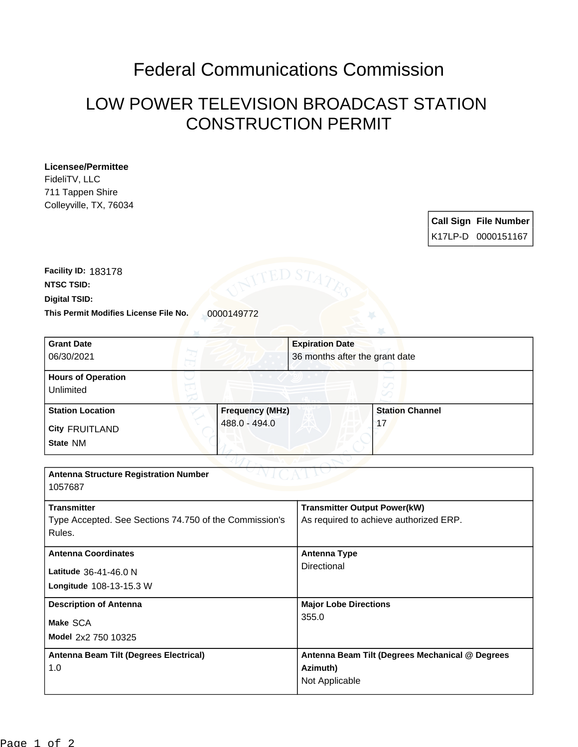# Federal Communications Commission

## LOW POWER TELEVISION BROADCAST STATION CONSTRUCTION PERMIT

**Licensee/Permittee**
FideliTV, LLC
711 Tappen Shire
Colleyville, TX, 76034

| Call Sign | File Number |
|---|---|
| K17LP-D | 0000151167 |

**Facility ID:** 183178
**NTSC TSID:**
**Digital TSID:**
**This Permit Modifies License File No.** 0000149772

| **Grant Date** | **Expiration Date** |
|---|---|
| 06/30/2021 | 36 months after the grant date |

**Hours of Operation**
Unlimited

| **Station Location** | **Frequency (MHz)** | **Station Channel** |
|---|---|---|
| **City** FRUITLAND<br>**State** NM | 488.0 - 494.0 | 17 |

**Antenna Structure Registration Number**
1057687

| **Transmitter** | **Transmitter Output Power(kW)** |
|---|---|
| Type Accepted. See Sections 74.750 of the Commission's Rules. | As required to achieve authorized ERP. |

| **Antenna Coordinates** | **Antenna Type** |
|---|---|
| **Latitude** 36-41-46.0 N<br>**Longitude** 108-13-15.3 W | Directional |

| **Description of Antenna** | **Major Lobe Directions** |
|---|---|
| **Make** SCA<br>**Model** 2x2 750 10325 | 355.0 |

| **Antenna Beam Tilt (Degrees Electrical)** | **Antenna Beam Tilt (Degrees Mechanical @ Degrees Azimuth)** |
|---|---|
| 1.0 | Not Applicable |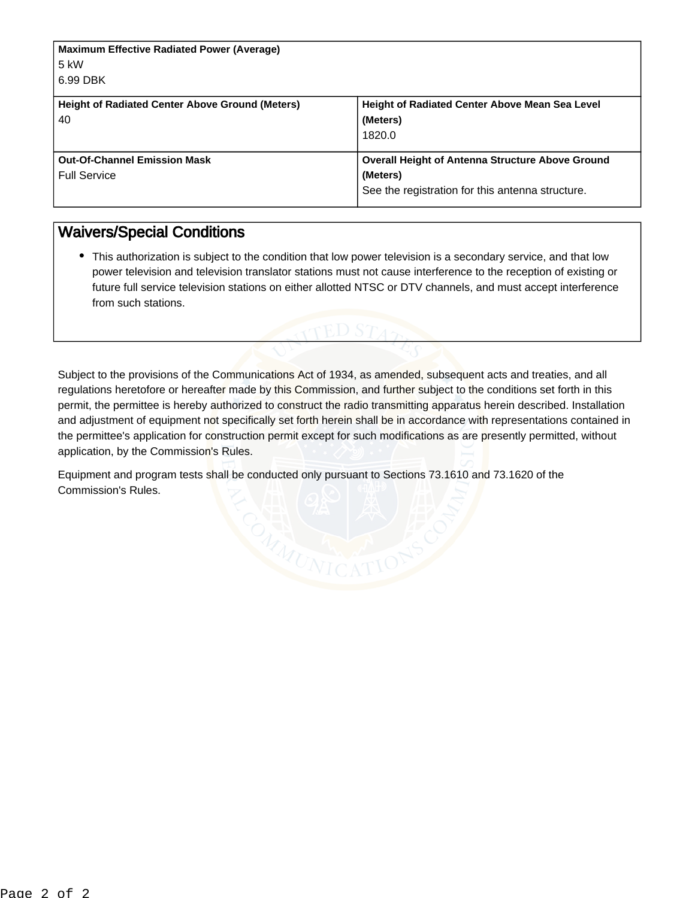| | |
|---|---|
| **Maximum Effective Radiated Power (Average)**<br>5 kW<br>6.99 DBK | |
| **Height of Radiated Center Above Ground (Meters)**<br>40 | **Height of Radiated Center Above Mean Sea Level (Meters)**<br>1820.0 |
| **Out-Of-Channel Emission Mask**<br>Full Service | **Overall Height of Antenna Structure Above Ground (Meters)**<br>See the registration for this antenna structure. |

## Waivers/Special Conditions

- This authorization is subject to the condition that low power television is a secondary service, and that low power television and television translator stations must not cause interference to the reception of existing or future full service television stations on either allotted NTSC or DTV channels, and must accept interference from such stations.

Subject to the provisions of the Communications Act of 1934, as amended, subsequent acts and treaties, and all regulations heretofore or hereafter made by this Commission, and further subject to the conditions set forth in this permit, the permittee is hereby authorized to construct the radio transmitting apparatus herein described. Installation and adjustment of equipment not specifically set forth herein shall be in accordance with representations contained in the permittee's application for construction permit except for such modifications as are presently permitted, without application, by the Commission's Rules.

Equipment and program tests shall be conducted only pursuant to Sections 73.1610 and 73.1620 of the Commission's Rules.